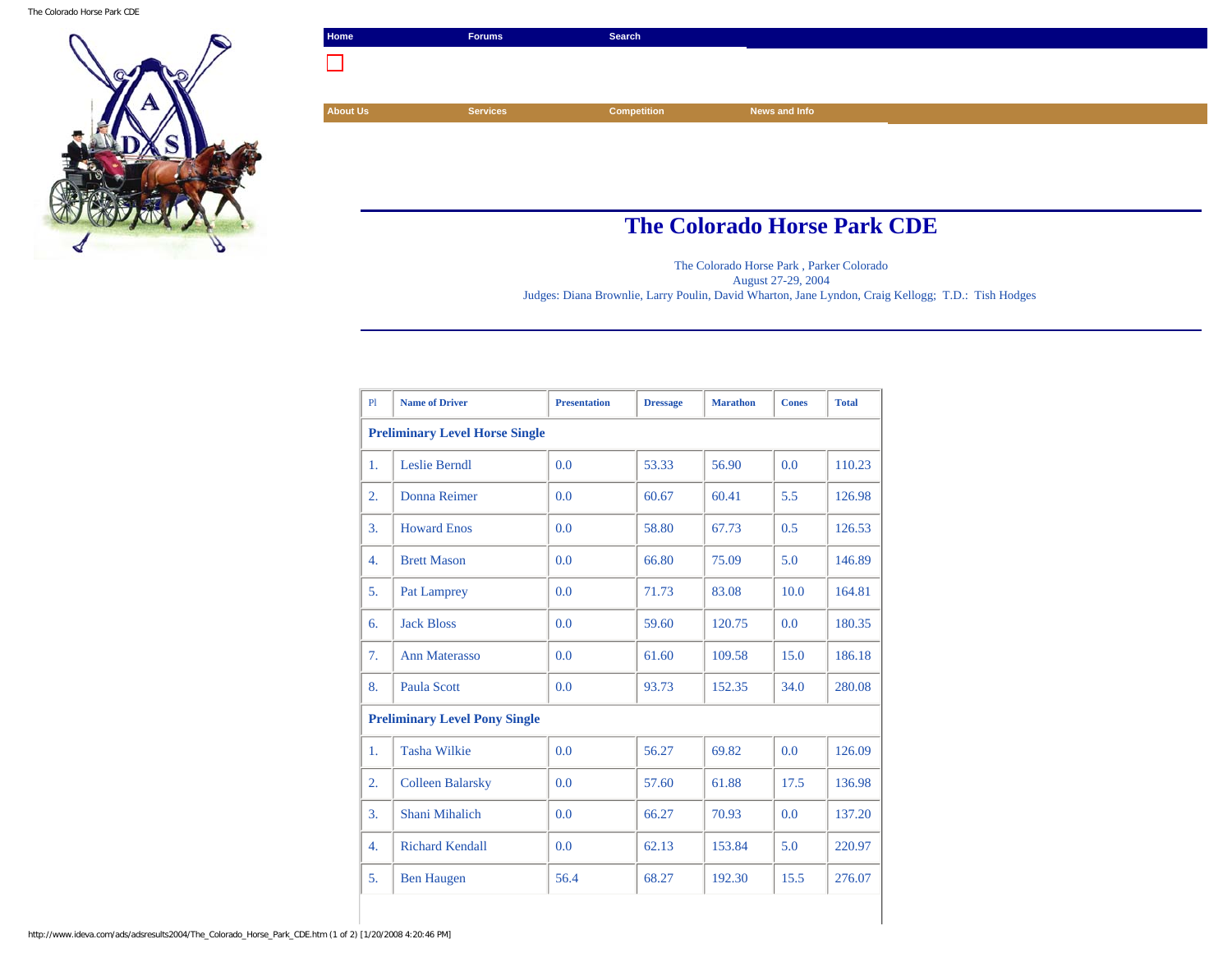Home | Forums | Search

About Us | Services | Competition | News and Info

# The Colorado Horse Park CDE

The Colorado Horse Park , Parker Colorado
August 27-29, 2004
Judges: Diana Brownlie, Larry Poulin, David Wharton, Jane Lyndon, Craig Kellogg; T.D.: Tish Hodges

| Pl | Name of Driver | Presentation | Dressage | Marathon | Cones | Total |
|---|---|---|---|---|---|---|
| **Preliminary Level Horse Single** | | | | | | |
| 1. | Leslie Berndl | 0.0 | 53.33 | 56.90 | 0.0 | 110.23 |
| 2. | Donna Reimer | 0.0 | 60.67 | 60.41 | 5.5 | 126.98 |
| 3. | Howard Enos | 0.0 | 58.80 | 67.73 | 0.5 | 126.53 |
| 4. | Brett Mason | 0.0 | 66.80 | 75.09 | 5.0 | 146.89 |
| 5. | Pat Lamprey | 0.0 | 71.73 | 83.08 | 10.0 | 164.81 |
| 6. | Jack Bloss | 0.0 | 59.60 | 120.75 | 0.0 | 180.35 |
| 7. | Ann Materasso | 0.0 | 61.60 | 109.58 | 15.0 | 186.18 |
| 8. | Paula Scott | 0.0 | 93.73 | 152.35 | 34.0 | 280.08 |
| **Preliminary Level Pony Single** | | | | | | |
| 1. | Tasha Wilkie | 0.0 | 56.27 | 69.82 | 0.0 | 126.09 |
| 2. | Colleen Balarsky | 0.0 | 57.60 | 61.88 | 17.5 | 136.98 |
| 3. | Shani Mihalich | 0.0 | 66.27 | 70.93 | 0.0 | 137.20 |
| 4. | Richard Kendall | 0.0 | 62.13 | 153.84 | 5.0 | 220.97 |
| 5. | Ben Haugen | 56.4 | 68.27 | 192.30 | 15.5 | 276.07 |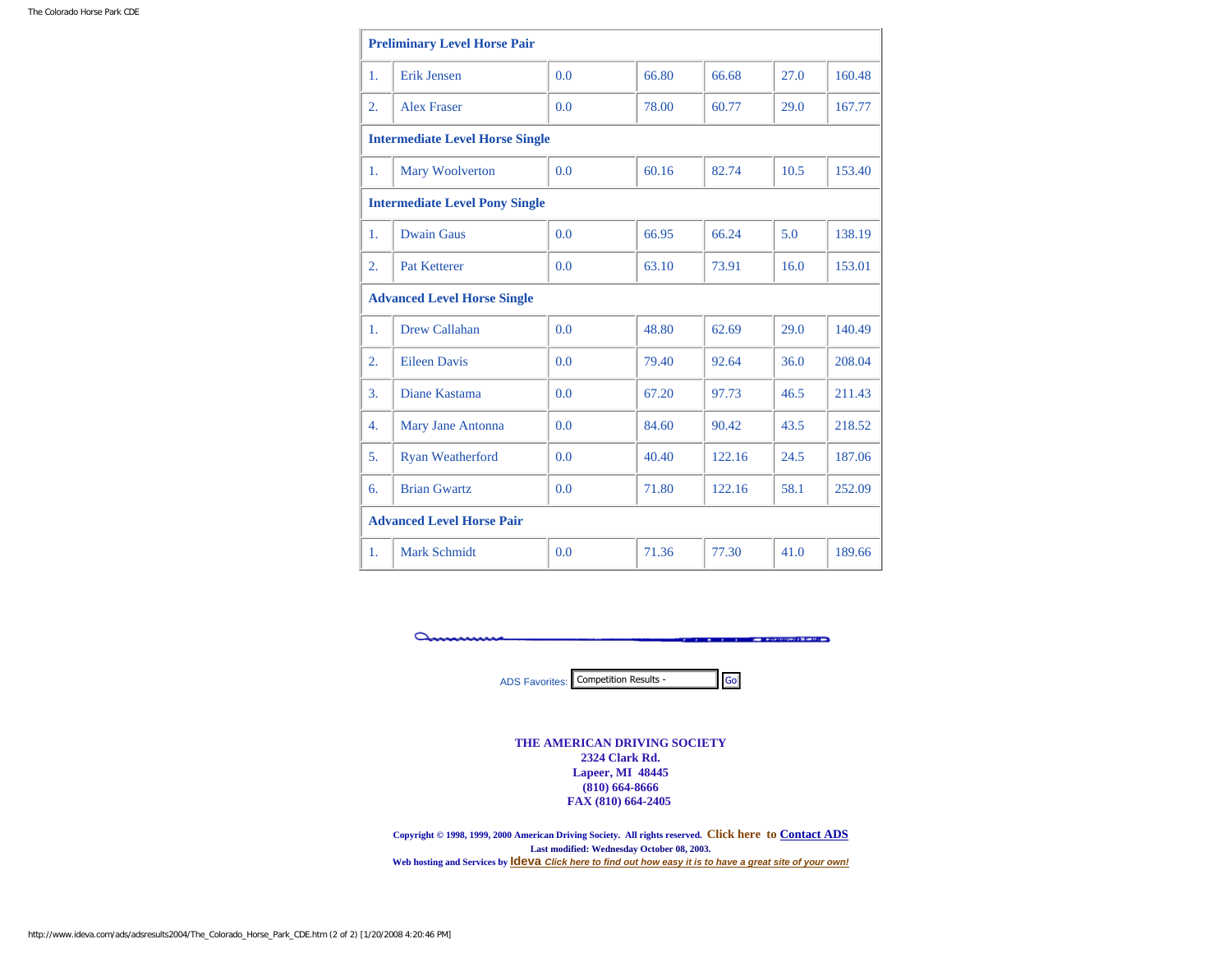| | | | | | | |
|---|---|---|---|---|---|---|
| **Preliminary Level Horse Pair** | | | | | | |
| 1. | Erik Jensen | 0.0 | 66.80 | 66.68 | 27.0 | 160.48 |
| 2. | Alex Fraser | 0.0 | 78.00 | 60.77 | 29.0 | 167.77 |
| **Intermediate Level Horse Single** | | | | | | |
| 1. | Mary Woolverton | 0.0 | 60.16 | 82.74 | 10.5 | 153.40 |
| **Intermediate Level Pony Single** | | | | | | |
| 1. | Dwain Gaus | 0.0 | 66.95 | 66.24 | 5.0 | 138.19 |
| 2. | Pat Ketterer | 0.0 | 63.10 | 73.91 | 16.0 | 153.01 |
| **Advanced Level Horse Single** | | | | | | |
| 1. | Drew Callahan | 0.0 | 48.80 | 62.69 | 29.0 | 140.49 |
| 2. | Eileen Davis | 0.0 | 79.40 | 92.64 | 36.0 | 208.04 |
| 3. | Diane Kastama | 0.0 | 67.20 | 97.73 | 46.5 | 211.43 |
| 4. | Mary Jane Antonna | 0.0 | 84.60 | 90.42 | 43.5 | 218.52 |
| 5. | Ryan Weatherford | 0.0 | 40.40 | 122.16 | 24.5 | 187.06 |
| 6. | Brian Gwartz | 0.0 | 71.80 | 122.16 | 58.1 | 252.09 |
| **Advanced Level Horse Pair** | | | | | | |
| 1. | Mark Schmidt | 0.0 | 71.36 | 77.30 | 41.0 | 189.66 |

ADS Favorites: Competition Results - Go

**THE AMERICAN DRIVING SOCIETY**
**2324 Clark Rd.**
**Lapeer, MI 48445**
**(810) 664-8666**
**FAX (810) 664-2405**

**Copyright © 1998, 1999, 2000 American Driving Society. All rights reserved.** Click here to Contact ADS
**Last modified: Wednesday October 08, 2003.**
**Web hosting and Services by** Ideva *Click here to find out how easy it is to have a great site of your own!*